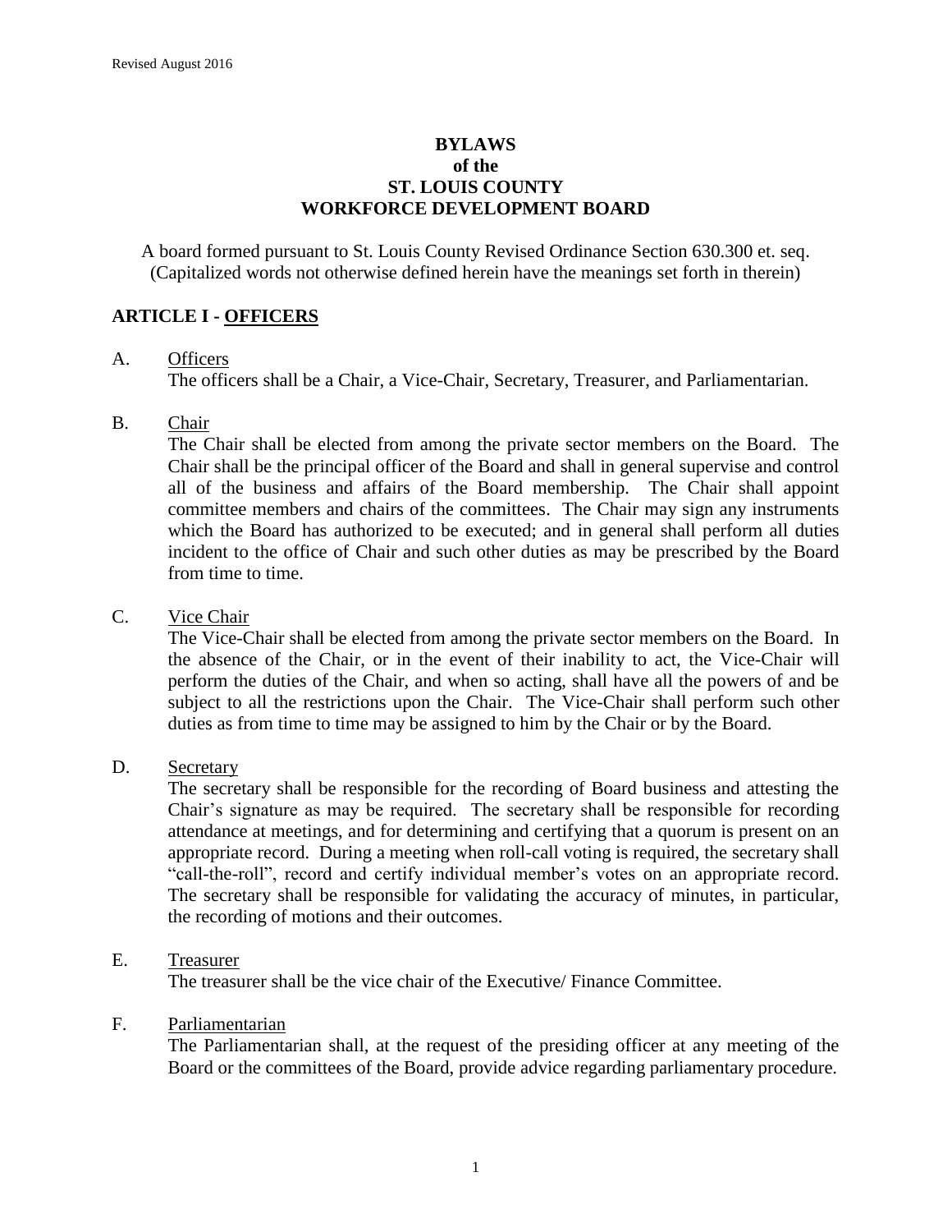# BYLAWS
# of the
# ST. LOUIS COUNTY
# WORKFORCE DEVELOPMENT BOARD

A board formed pursuant to St. Louis County Revised Ordinance Section 630.300 et. seq.
(Capitalized words not otherwise defined herein have the meanings set forth in therein)

## ARTICLE I - OFFICERS

A. Officers

The officers shall be a Chair, a Vice-Chair, Secretary, Treasurer, and Parliamentarian.

B. Chair

The Chair shall be elected from among the private sector members on the Board. The Chair shall be the principal officer of the Board and shall in general supervise and control all of the business and affairs of the Board membership. The Chair shall appoint committee members and chairs of the committees. The Chair may sign any instruments which the Board has authorized to be executed; and in general shall perform all duties incident to the office of Chair and such other duties as may be prescribed by the Board from time to time.

C. Vice Chair

The Vice-Chair shall be elected from among the private sector members on the Board. In the absence of the Chair, or in the event of their inability to act, the Vice-Chair will perform the duties of the Chair, and when so acting, shall have all the powers of and be subject to all the restrictions upon the Chair. The Vice-Chair shall perform such other duties as from time to time may be assigned to him by the Chair or by the Board.

D. Secretary

The secretary shall be responsible for the recording of Board business and attesting the Chair's signature as may be required. The secretary shall be responsible for recording attendance at meetings, and for determining and certifying that a quorum is present on an appropriate record. During a meeting when roll-call voting is required, the secretary shall "call-the-roll", record and certify individual member's votes on an appropriate record. The secretary shall be responsible for validating the accuracy of minutes, in particular, the recording of motions and their outcomes.

E. Treasurer

The treasurer shall be the vice chair of the Executive/ Finance Committee.

F. Parliamentarian

The Parliamentarian shall, at the request of the presiding officer at any meeting of the Board or the committees of the Board, provide advice regarding parliamentary procedure.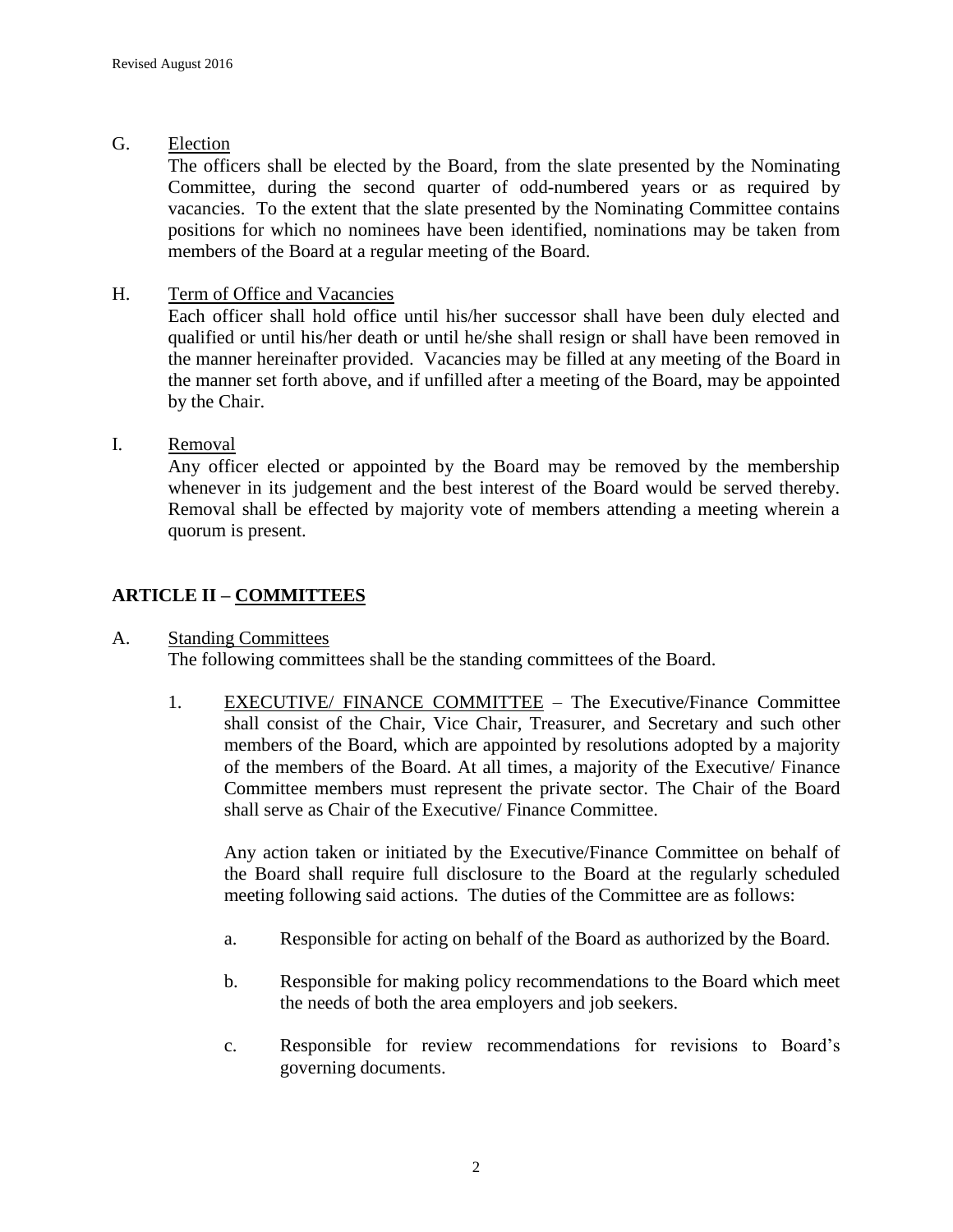G. Election

The officers shall be elected by the Board, from the slate presented by the Nominating Committee, during the second quarter of odd-numbered years or as required by vacancies. To the extent that the slate presented by the Nominating Committee contains positions for which no nominees have been identified, nominations may be taken from members of the Board at a regular meeting of the Board.

H. Term of Office and Vacancies

Each officer shall hold office until his/her successor shall have been duly elected and qualified or until his/her death or until he/she shall resign or shall have been removed in the manner hereinafter provided. Vacancies may be filled at any meeting of the Board in the manner set forth above, and if unfilled after a meeting of the Board, may be appointed by the Chair.

I. Removal

Any officer elected or appointed by the Board may be removed by the membership whenever in its judgement and the best interest of the Board would be served thereby. Removal shall be effected by majority vote of members attending a meeting wherein a quorum is present.

## ARTICLE II – COMMITTEES

A. Standing Committees

The following committees shall be the standing committees of the Board.

1. EXECUTIVE/ FINANCE COMMITTEE – The Executive/Finance Committee shall consist of the Chair, Vice Chair, Treasurer, and Secretary and such other members of the Board, which are appointed by resolutions adopted by a majority of the members of the Board. At all times, a majority of the Executive/ Finance Committee members must represent the private sector. The Chair of the Board shall serve as Chair of the Executive/ Finance Committee.

   Any action taken or initiated by the Executive/Finance Committee on behalf of the Board shall require full disclosure to the Board at the regularly scheduled meeting following said actions. The duties of the Committee are as follows:

   a. Responsible for acting on behalf of the Board as authorized by the Board.

   b. Responsible for making policy recommendations to the Board which meet the needs of both the area employers and job seekers.

   c. Responsible for review recommendations for revisions to Board's governing documents.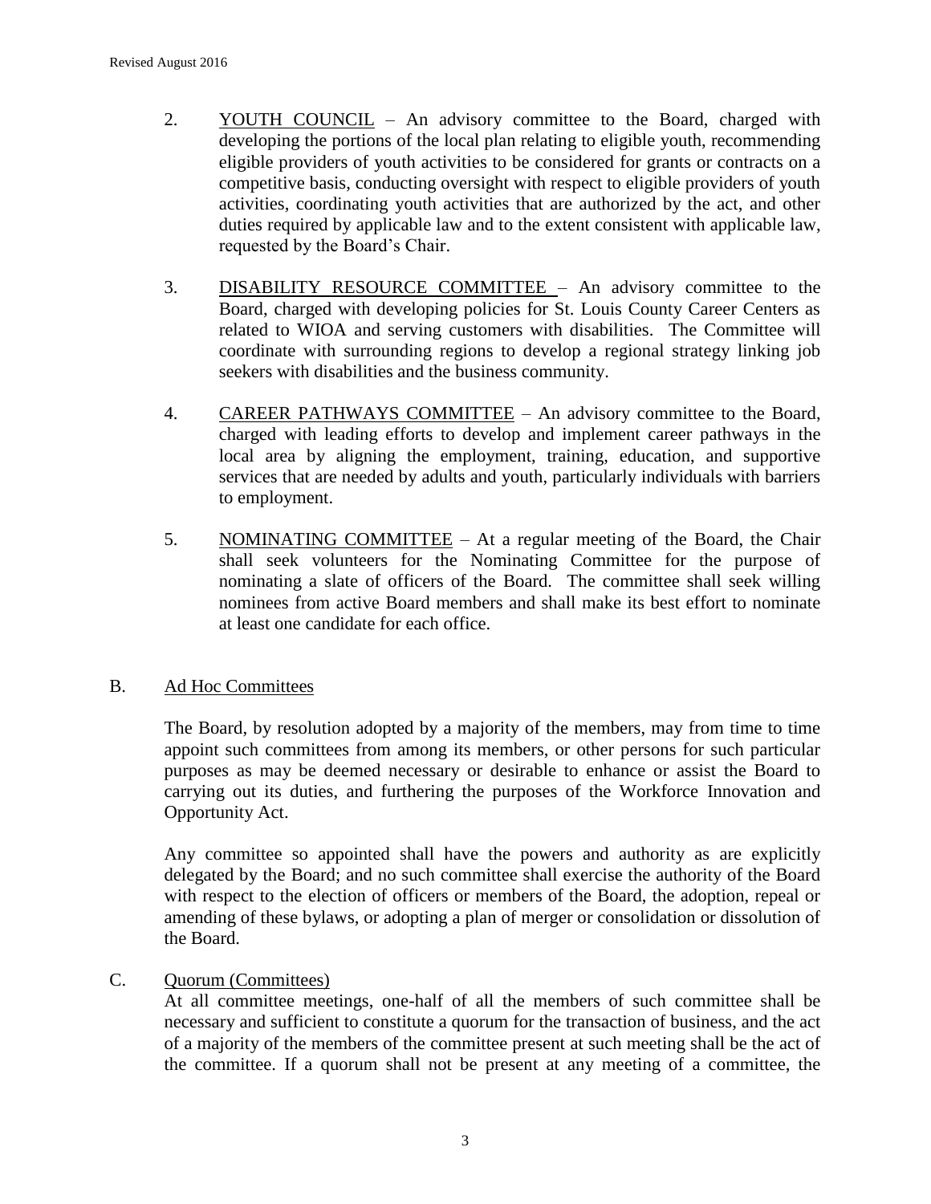2. YOUTH COUNCIL – An advisory committee to the Board, charged with developing the portions of the local plan relating to eligible youth, recommending eligible providers of youth activities to be considered for grants or contracts on a competitive basis, conducting oversight with respect to eligible providers of youth activities, coordinating youth activities that are authorized by the act, and other duties required by applicable law and to the extent consistent with applicable law, requested by the Board's Chair.

3. DISABILITY RESOURCE COMMITTEE – An advisory committee to the Board, charged with developing policies for St. Louis County Career Centers as related to WIOA and serving customers with disabilities. The Committee will coordinate with surrounding regions to develop a regional strategy linking job seekers with disabilities and the business community.

4. CAREER PATHWAYS COMMITTEE – An advisory committee to the Board, charged with leading efforts to develop and implement career pathways in the local area by aligning the employment, training, education, and supportive services that are needed by adults and youth, particularly individuals with barriers to employment.

5. NOMINATING COMMITTEE – At a regular meeting of the Board, the Chair shall seek volunteers for the Nominating Committee for the purpose of nominating a slate of officers of the Board. The committee shall seek willing nominees from active Board members and shall make its best effort to nominate at least one candidate for each office.

B. Ad Hoc Committees

The Board, by resolution adopted by a majority of the members, may from time to time appoint such committees from among its members, or other persons for such particular purposes as may be deemed necessary or desirable to enhance or assist the Board to carrying out its duties, and furthering the purposes of the Workforce Innovation and Opportunity Act.

Any committee so appointed shall have the powers and authority as are explicitly delegated by the Board; and no such committee shall exercise the authority of the Board with respect to the election of officers or members of the Board, the adoption, repeal or amending of these bylaws, or adopting a plan of merger or consolidation or dissolution of the Board.

C. Quorum (Committees)

At all committee meetings, one-half of all the members of such committee shall be necessary and sufficient to constitute a quorum for the transaction of business, and the act of a majority of the members of the committee present at such meeting shall be the act of the committee. If a quorum shall not be present at any meeting of a committee, the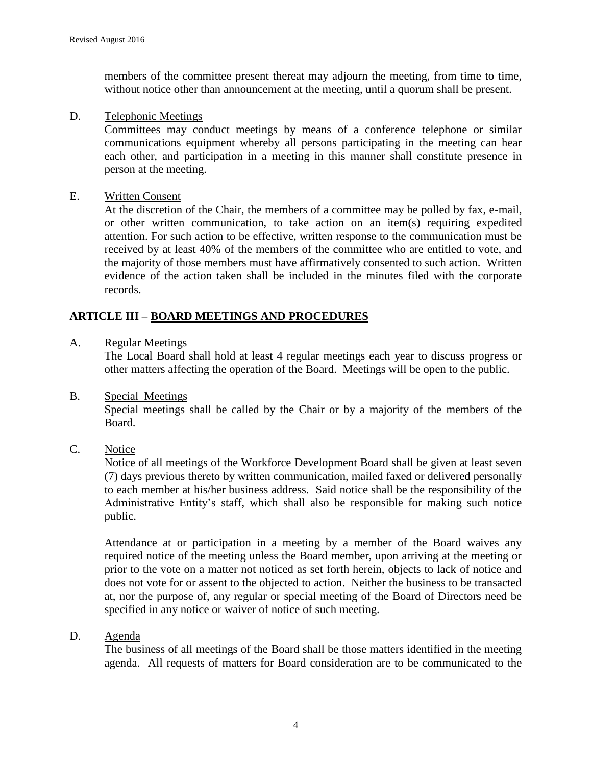members of the committee present thereat may adjourn the meeting, from time to time, without notice other than announcement at the meeting, until a quorum shall be present.

D. Telephonic Meetings

Committees may conduct meetings by means of a conference telephone or similar communications equipment whereby all persons participating in the meeting can hear each other, and participation in a meeting in this manner shall constitute presence in person at the meeting.

E. Written Consent

At the discretion of the Chair, the members of a committee may be polled by fax, e-mail, or other written communication, to take action on an item(s) requiring expedited attention. For such action to be effective, written response to the communication must be received by at least 40% of the members of the committee who are entitled to vote, and the majority of those members must have affirmatively consented to such action. Written evidence of the action taken shall be included in the minutes filed with the corporate records.

## ARTICLE III – BOARD MEETINGS AND PROCEDURES

A. Regular Meetings

The Local Board shall hold at least 4 regular meetings each year to discuss progress or other matters affecting the operation of the Board. Meetings will be open to the public.

B. Special Meetings

Special meetings shall be called by the Chair or by a majority of the members of the Board.

C. Notice

Notice of all meetings of the Workforce Development Board shall be given at least seven (7) days previous thereto by written communication, mailed faxed or delivered personally to each member at his/her business address. Said notice shall be the responsibility of the Administrative Entity's staff, which shall also be responsible for making such notice public.

Attendance at or participation in a meeting by a member of the Board waives any required notice of the meeting unless the Board member, upon arriving at the meeting or prior to the vote on a matter not noticed as set forth herein, objects to lack of notice and does not vote for or assent to the objected to action. Neither the business to be transacted at, nor the purpose of, any regular or special meeting of the Board of Directors need be specified in any notice or waiver of notice of such meeting.

D. Agenda

The business of all meetings of the Board shall be those matters identified in the meeting agenda. All requests of matters for Board consideration are to be communicated to the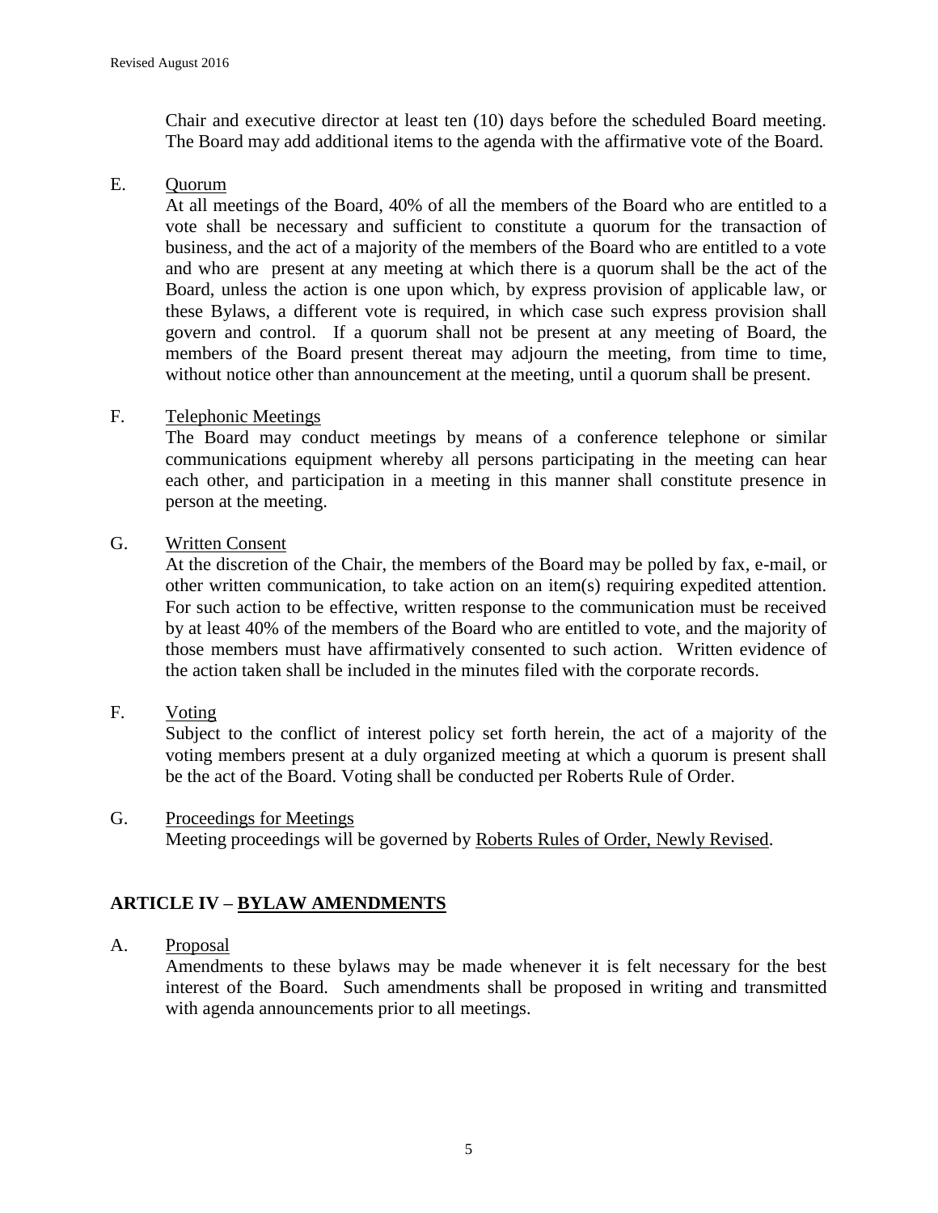Chair and executive director at least ten (10) days before the scheduled Board meeting. The Board may add additional items to the agenda with the affirmative vote of the Board.

E. Quorum

At all meetings of the Board, 40% of all the members of the Board who are entitled to a vote shall be necessary and sufficient to constitute a quorum for the transaction of business, and the act of a majority of the members of the Board who are entitled to a vote and who are present at any meeting at which there is a quorum shall be the act of the Board, unless the action is one upon which, by express provision of applicable law, or these Bylaws, a different vote is required, in which case such express provision shall govern and control. If a quorum shall not be present at any meeting of Board, the members of the Board present thereat may adjourn the meeting, from time to time, without notice other than announcement at the meeting, until a quorum shall be present.

F. Telephonic Meetings

The Board may conduct meetings by means of a conference telephone or similar communications equipment whereby all persons participating in the meeting can hear each other, and participation in a meeting in this manner shall constitute presence in person at the meeting.

G. Written Consent

At the discretion of the Chair, the members of the Board may be polled by fax, e-mail, or other written communication, to take action on an item(s) requiring expedited attention. For such action to be effective, written response to the communication must be received by at least 40% of the members of the Board who are entitled to vote, and the majority of those members must have affirmatively consented to such action. Written evidence of the action taken shall be included in the minutes filed with the corporate records.

F. Voting

Subject to the conflict of interest policy set forth herein, the act of a majority of the voting members present at a duly organized meeting at which a quorum is present shall be the act of the Board. Voting shall be conducted per Roberts Rule of Order.

G. Proceedings for Meetings

Meeting proceedings will be governed by Roberts Rules of Order, Newly Revised.

## ARTICLE IV – BYLAW AMENDMENTS

A. Proposal

Amendments to these bylaws may be made whenever it is felt necessary for the best interest of the Board. Such amendments shall be proposed in writing and transmitted with agenda announcements prior to all meetings.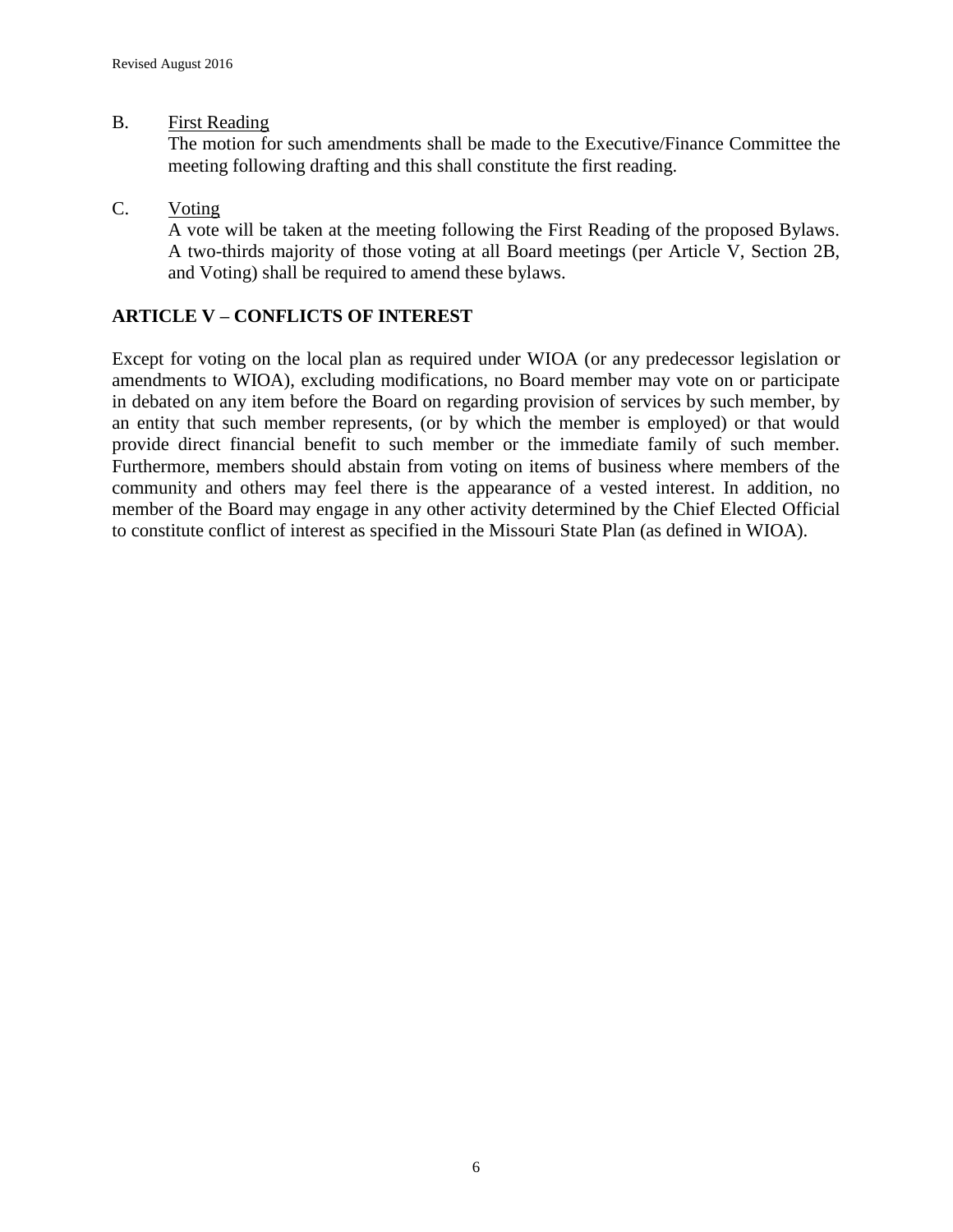B. First Reading

The motion for such amendments shall be made to the Executive/Finance Committee the meeting following drafting and this shall constitute the first reading.

C. Voting

A vote will be taken at the meeting following the First Reading of the proposed Bylaws. A two-thirds majority of those voting at all Board meetings (per Article V, Section 2B, and Voting) shall be required to amend these bylaws.

## ARTICLE V – CONFLICTS OF INTEREST

Except for voting on the local plan as required under WIOA (or any predecessor legislation or amendments to WIOA), excluding modifications, no Board member may vote on or participate in debated on any item before the Board on regarding provision of services by such member, by an entity that such member represents, (or by which the member is employed) or that would provide direct financial benefit to such member or the immediate family of such member. Furthermore, members should abstain from voting on items of business where members of the community and others may feel there is the appearance of a vested interest. In addition, no member of the Board may engage in any other activity determined by the Chief Elected Official to constitute conflict of interest as specified in the Missouri State Plan (as defined in WIOA).